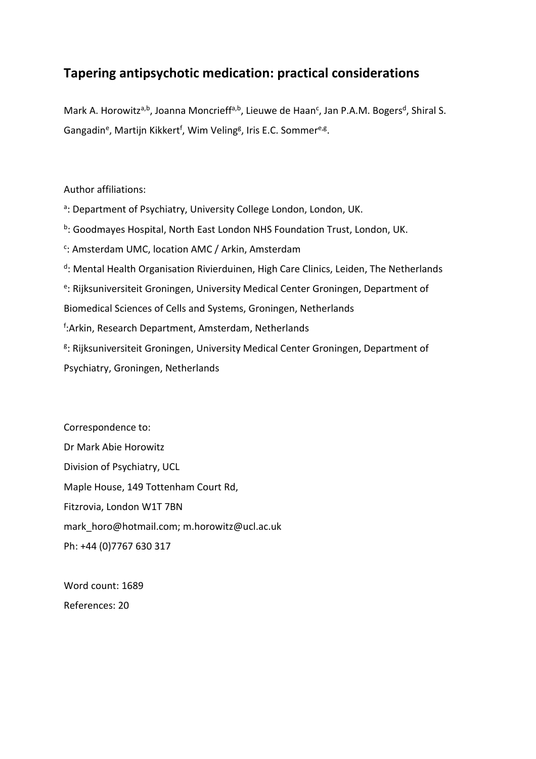# Tapering antipsychotic medication: practical considerations

Mark A. Horowitz[a,b], Joanna Moncrieff[a,b], Lieuwe de Haan[c], Jan P.A.M. Bogers[d], Shiral S. Gangadin[e], Martijn Kikkert[f], Wim Veling[g], Iris E.C. Sommer[e,g].

Author affiliations:

[a]: Department of Psychiatry, University College London, London, UK.

[b]: Goodmayes Hospital, North East London NHS Foundation Trust, London, UK.

[c]: Amsterdam UMC, location AMC / Arkin, Amsterdam

[d]: Mental Health Organisation Rivierduinen, High Care Clinics, Leiden, The Netherlands

[e]: Rijksuniversiteit Groningen, University Medical Center Groningen, Department of Biomedical Sciences of Cells and Systems, Groningen, Netherlands

[f]:Arkin, Research Department, Amsterdam, Netherlands

[g]: Rijksuniversiteit Groningen, University Medical Center Groningen, Department of Psychiatry, Groningen, Netherlands

Correspondence to:
Dr Mark Abie Horowitz
Division of Psychiatry, UCL
Maple House, 149 Tottenham Court Rd,
Fitzrovia, London W1T 7BN
mark_horo@hotmail.com; m.horowitz@ucl.ac.uk
Ph: +44 (0)7767 630 317

Word count: 1689
References: 20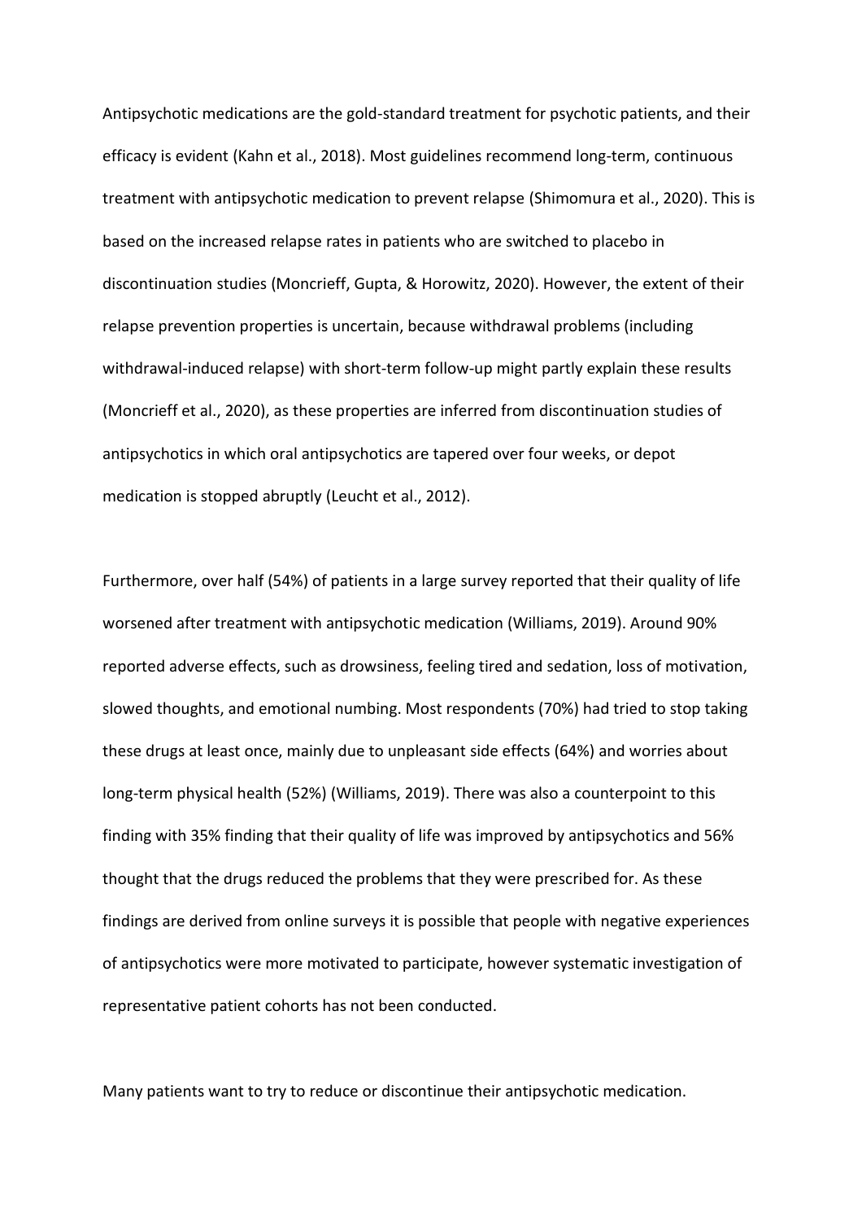Antipsychotic medications are the gold-standard treatment for psychotic patients, and their efficacy is evident (Kahn et al., 2018). Most guidelines recommend long-term, continuous treatment with antipsychotic medication to prevent relapse (Shimomura et al., 2020). This is based on the increased relapse rates in patients who are switched to placebo in discontinuation studies (Moncrieff, Gupta, & Horowitz, 2020). However, the extent of their relapse prevention properties is uncertain, because withdrawal problems (including withdrawal-induced relapse) with short-term follow-up might partly explain these results (Moncrieff et al., 2020), as these properties are inferred from discontinuation studies of antipsychotics in which oral antipsychotics are tapered over four weeks, or depot medication is stopped abruptly (Leucht et al., 2012).

Furthermore, over half (54%) of patients in a large survey reported that their quality of life worsened after treatment with antipsychotic medication (Williams, 2019). Around 90% reported adverse effects, such as drowsiness, feeling tired and sedation, loss of motivation, slowed thoughts, and emotional numbing. Most respondents (70%) had tried to stop taking these drugs at least once, mainly due to unpleasant side effects (64%) and worries about long-term physical health (52%) (Williams, 2019). There was also a counterpoint to this finding with 35% finding that their quality of life was improved by antipsychotics and 56% thought that the drugs reduced the problems that they were prescribed for. As these findings are derived from online surveys it is possible that people with negative experiences of antipsychotics were more motivated to participate, however systematic investigation of representative patient cohorts has not been conducted.

Many patients want to try to reduce or discontinue their antipsychotic medication.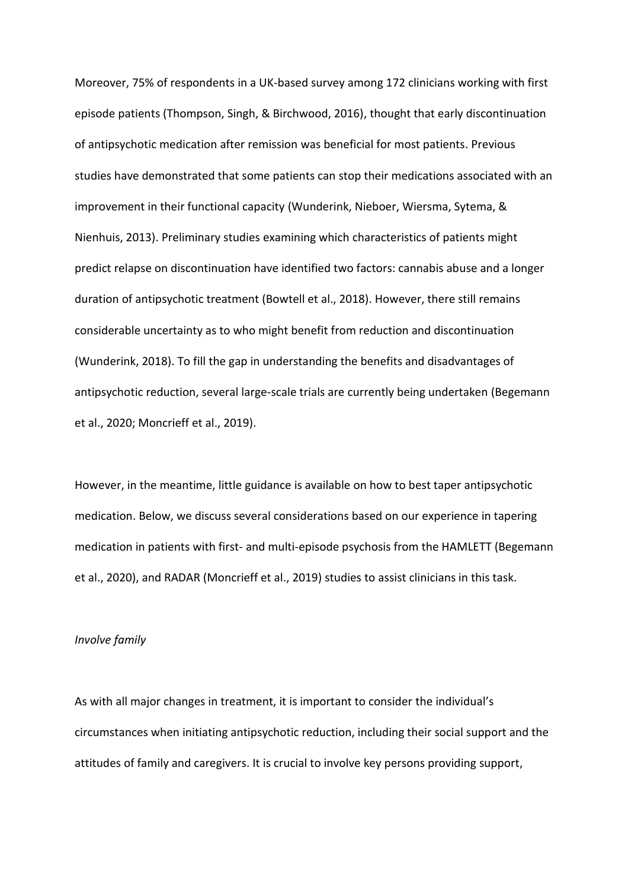Moreover, 75% of respondents in a UK-based survey among 172 clinicians working with first episode patients (Thompson, Singh, & Birchwood, 2016), thought that early discontinuation of antipsychotic medication after remission was beneficial for most patients. Previous studies have demonstrated that some patients can stop their medications associated with an improvement in their functional capacity (Wunderink, Nieboer, Wiersma, Sytema, & Nienhuis, 2013). Preliminary studies examining which characteristics of patients might predict relapse on discontinuation have identified two factors: cannabis abuse and a longer duration of antipsychotic treatment (Bowtell et al., 2018). However, there still remains considerable uncertainty as to who might benefit from reduction and discontinuation (Wunderink, 2018). To fill the gap in understanding the benefits and disadvantages of antipsychotic reduction, several large-scale trials are currently being undertaken (Begemann et al., 2020; Moncrieff et al., 2019).

However, in the meantime, little guidance is available on how to best taper antipsychotic medication. Below, we discuss several considerations based on our experience in tapering medication in patients with first- and multi-episode psychosis from the HAMLETT (Begemann et al., 2020), and RADAR (Moncrieff et al., 2019) studies to assist clinicians in this task.

*Involve family*

As with all major changes in treatment, it is important to consider the individual's circumstances when initiating antipsychotic reduction, including their social support and the attitudes of family and caregivers. It is crucial to involve key persons providing support,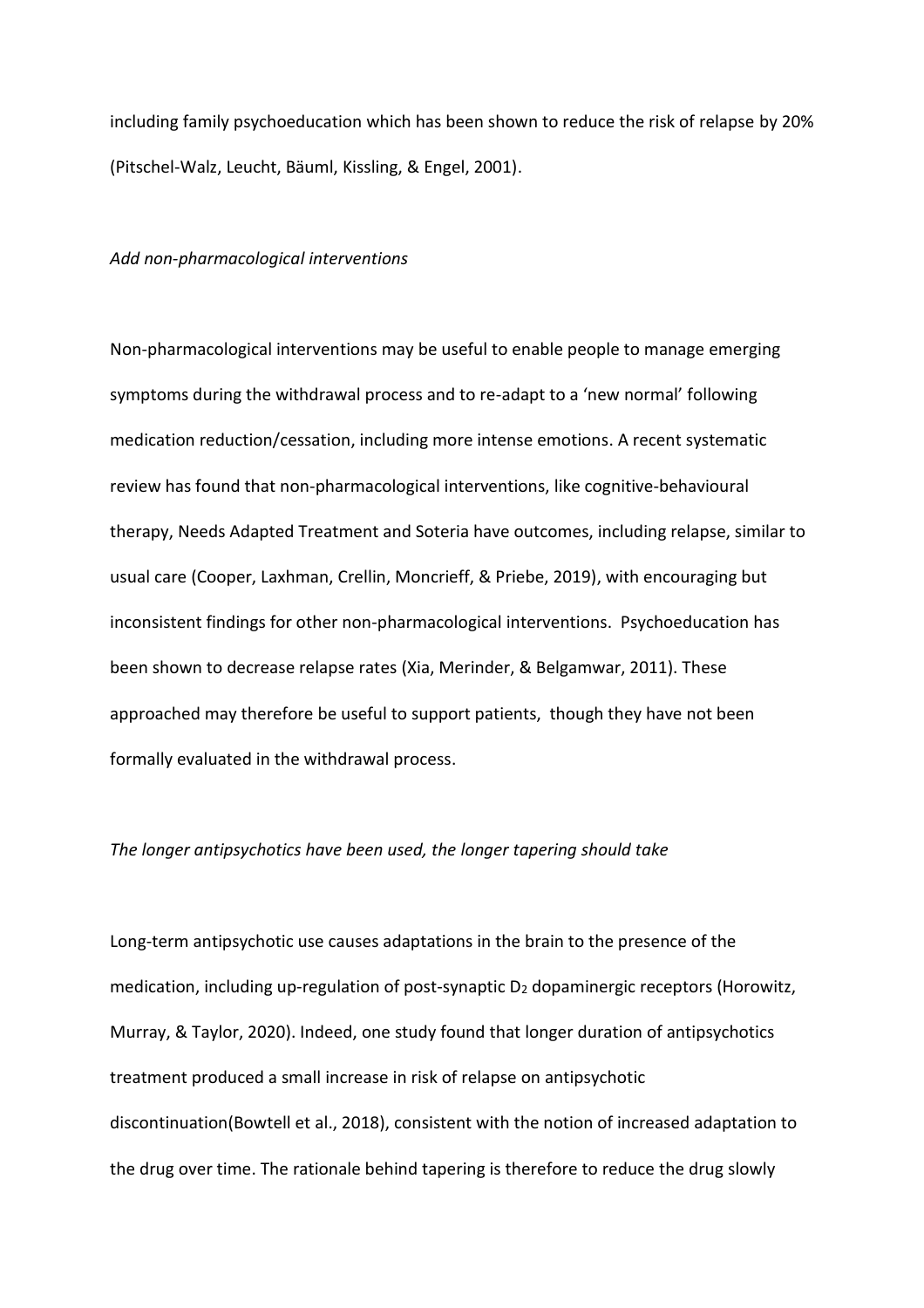including family psychoeducation which has been shown to reduce the risk of relapse by 20% (Pitschel-Walz, Leucht, Bäuml, Kissling, & Engel, 2001).

*Add non-pharmacological interventions*

Non-pharmacological interventions may be useful to enable people to manage emerging symptoms during the withdrawal process and to re-adapt to a 'new normal' following medication reduction/cessation, including more intense emotions. A recent systematic review has found that non-pharmacological interventions, like cognitive-behavioural therapy, Needs Adapted Treatment and Soteria have outcomes, including relapse, similar to usual care (Cooper, Laxhman, Crellin, Moncrieff, & Priebe, 2019), with encouraging but inconsistent findings for other non-pharmacological interventions. Psychoeducation has been shown to decrease relapse rates (Xia, Merinder, & Belgamwar, 2011). These approached may therefore be useful to support patients, though they have not been formally evaluated in the withdrawal process.

*The longer antipsychotics have been used, the longer tapering should take*

Long-term antipsychotic use causes adaptations in the brain to the presence of the medication, including up-regulation of post-synaptic $D_2$ dopaminergic receptors (Horowitz, Murray, & Taylor, 2020). Indeed, one study found that longer duration of antipsychotics treatment produced a small increase in risk of relapse on antipsychotic discontinuation(Bowtell et al., 2018), consistent with the notion of increased adaptation to the drug over time. The rationale behind tapering is therefore to reduce the drug slowly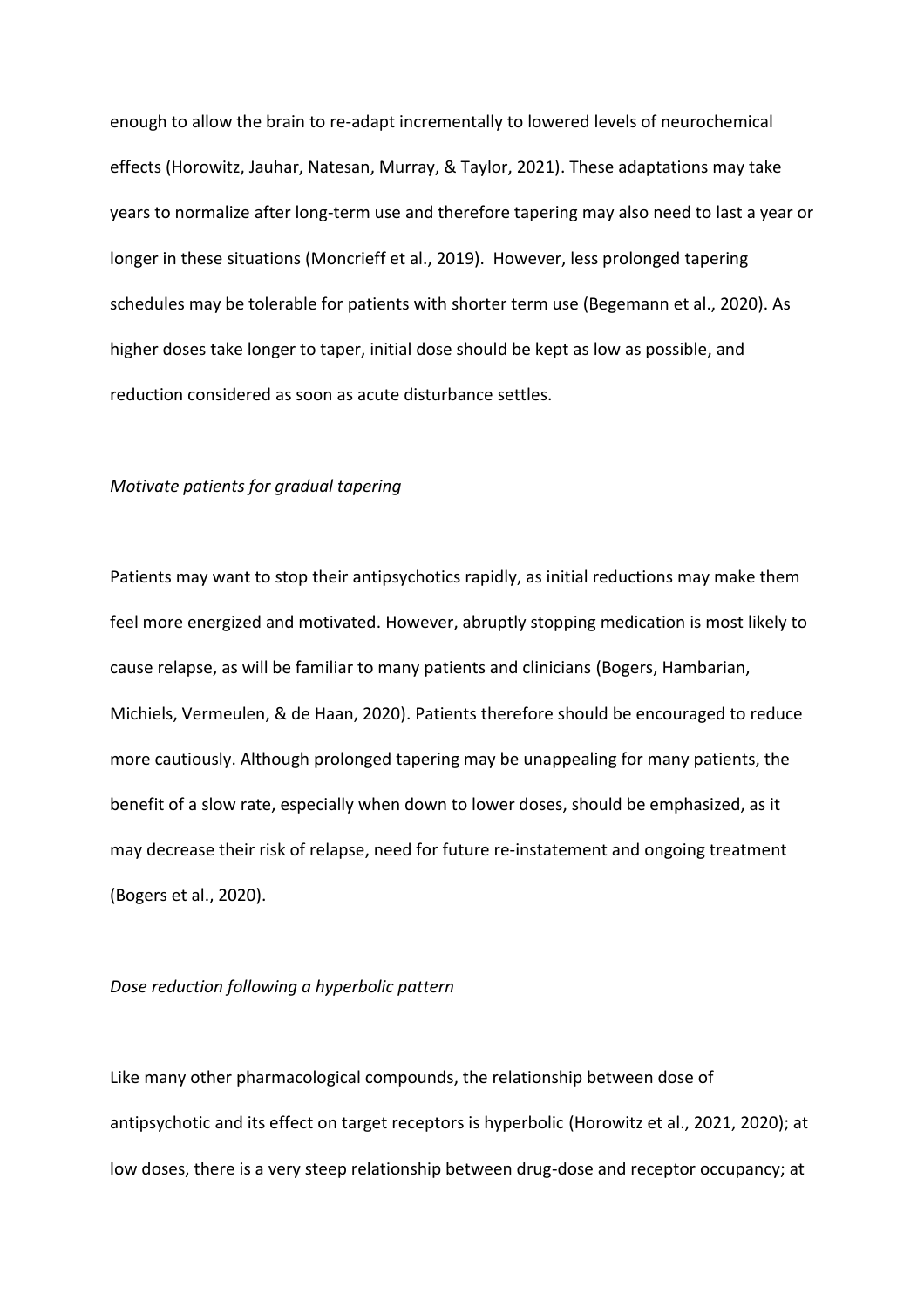enough to allow the brain to re-adapt incrementally to lowered levels of neurochemical effects (Horowitz, Jauhar, Natesan, Murray, & Taylor, 2021). These adaptations may take years to normalize after long-term use and therefore tapering may also need to last a year or longer in these situations (Moncrieff et al., 2019). However, less prolonged tapering schedules may be tolerable for patients with shorter term use (Begemann et al., 2020). As higher doses take longer to taper, initial dose should be kept as low as possible, and reduction considered as soon as acute disturbance settles.

*Motivate patients for gradual tapering*

Patients may want to stop their antipsychotics rapidly, as initial reductions may make them feel more energized and motivated. However, abruptly stopping medication is most likely to cause relapse, as will be familiar to many patients and clinicians (Bogers, Hambarian, Michiels, Vermeulen, & de Haan, 2020). Patients therefore should be encouraged to reduce more cautiously. Although prolonged tapering may be unappealing for many patients, the benefit of a slow rate, especially when down to lower doses, should be emphasized, as it may decrease their risk of relapse, need for future re-instatement and ongoing treatment (Bogers et al., 2020).

*Dose reduction following a hyperbolic pattern*

Like many other pharmacological compounds, the relationship between dose of antipsychotic and its effect on target receptors is hyperbolic (Horowitz et al., 2021, 2020); at low doses, there is a very steep relationship between drug-dose and receptor occupancy; at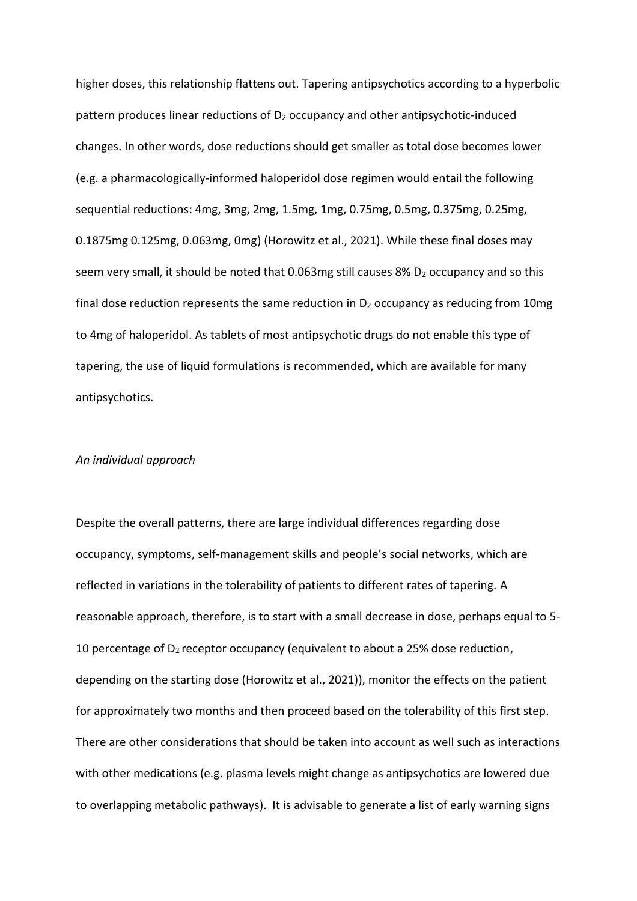higher doses, this relationship flattens out. Tapering antipsychotics according to a hyperbolic pattern produces linear reductions of $D_2$ occupancy and other antipsychotic-induced changes. In other words, dose reductions should get smaller as total dose becomes lower (e.g. a pharmacologically-informed haloperidol dose regimen would entail the following sequential reductions: 4mg, 3mg, 2mg, 1.5mg, 1mg, 0.75mg, 0.5mg, 0.375mg, 0.25mg, 0.1875mg 0.125mg, 0.063mg, 0mg) (Horowitz et al., 2021). While these final doses may seem very small, it should be noted that 0.063mg still causes 8% $D_2$ occupancy and so this final dose reduction represents the same reduction in $D_2$ occupancy as reducing from 10mg to 4mg of haloperidol. As tablets of most antipsychotic drugs do not enable this type of tapering, the use of liquid formulations is recommended, which are available for many antipsychotics.

*An individual approach*

Despite the overall patterns, there are large individual differences regarding dose occupancy, symptoms, self-management skills and people's social networks, which are reflected in variations in the tolerability of patients to different rates of tapering. A reasonable approach, therefore, is to start with a small decrease in dose, perhaps equal to 5-10 percentage of $D_2$ receptor occupancy (equivalent to about a 25% dose reduction, depending on the starting dose (Horowitz et al., 2021)), monitor the effects on the patient for approximately two months and then proceed based on the tolerability of this first step. There are other considerations that should be taken into account as well such as interactions with other medications (e.g. plasma levels might change as antipsychotics are lowered due to overlapping metabolic pathways). It is advisable to generate a list of early warning signs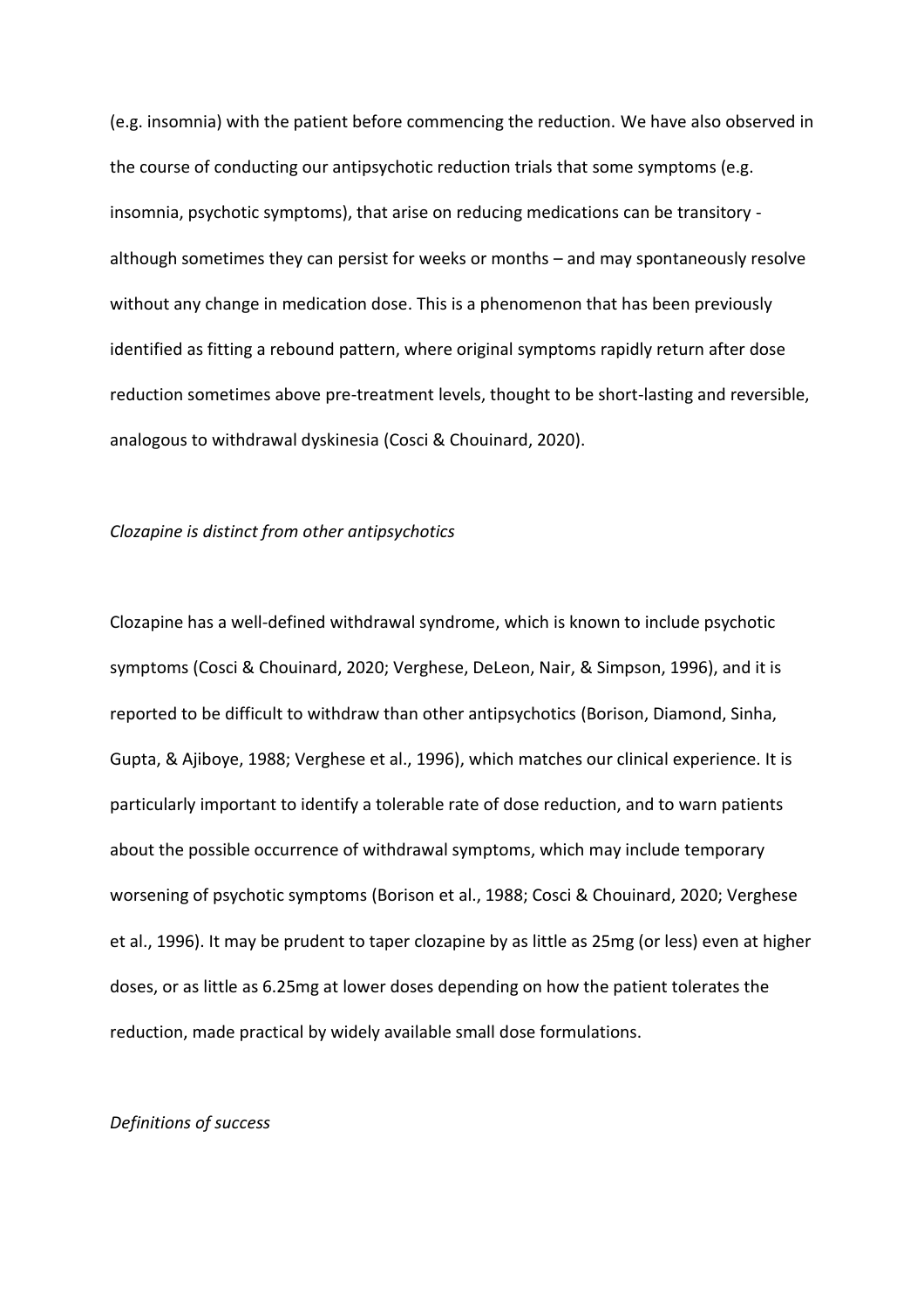(e.g. insomnia) with the patient before commencing the reduction. We have also observed in the course of conducting our antipsychotic reduction trials that some symptoms (e.g. insomnia, psychotic symptoms), that arise on reducing medications can be transitory - although sometimes they can persist for weeks or months – and may spontaneously resolve without any change in medication dose. This is a phenomenon that has been previously identified as fitting a rebound pattern, where original symptoms rapidly return after dose reduction sometimes above pre-treatment levels, thought to be short-lasting and reversible, analogous to withdrawal dyskinesia (Cosci & Chouinard, 2020).

*Clozapine is distinct from other antipsychotics*

Clozapine has a well-defined withdrawal syndrome, which is known to include psychotic symptoms (Cosci & Chouinard, 2020; Verghese, DeLeon, Nair, & Simpson, 1996), and it is reported to be difficult to withdraw than other antipsychotics (Borison, Diamond, Sinha, Gupta, & Ajiboye, 1988; Verghese et al., 1996), which matches our clinical experience. It is particularly important to identify a tolerable rate of dose reduction, and to warn patients about the possible occurrence of withdrawal symptoms, which may include temporary worsening of psychotic symptoms (Borison et al., 1988; Cosci & Chouinard, 2020; Verghese et al., 1996). It may be prudent to taper clozapine by as little as 25mg (or less) even at higher doses, or as little as 6.25mg at lower doses depending on how the patient tolerates the reduction, made practical by widely available small dose formulations.

*Definitions of success*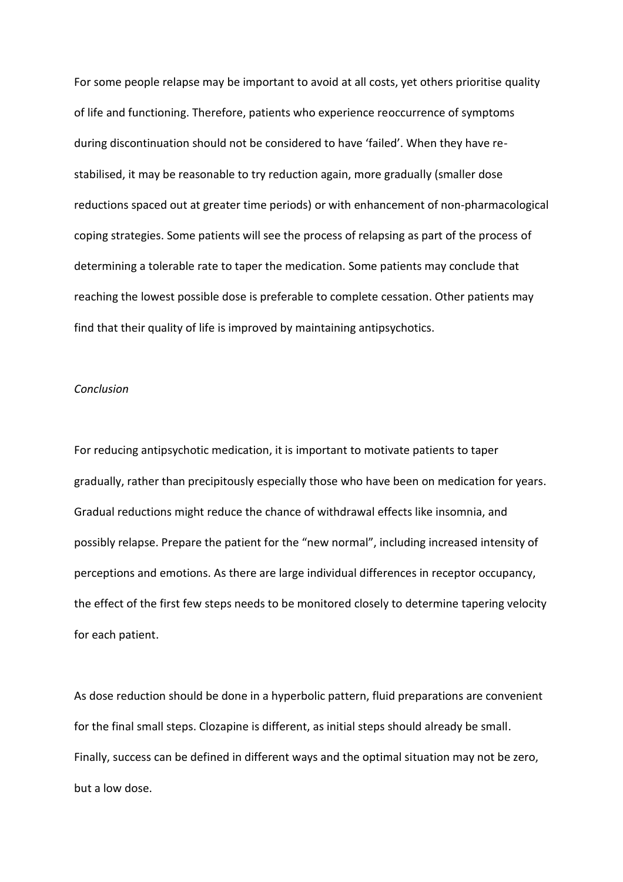For some people relapse may be important to avoid at all costs, yet others prioritise quality of life and functioning. Therefore, patients who experience reoccurrence of symptoms during discontinuation should not be considered to have 'failed'. When they have re-stabilised, it may be reasonable to try reduction again, more gradually (smaller dose reductions spaced out at greater time periods) or with enhancement of non-pharmacological coping strategies. Some patients will see the process of relapsing as part of the process of determining a tolerable rate to taper the medication. Some patients may conclude that reaching the lowest possible dose is preferable to complete cessation. Other patients may find that their quality of life is improved by maintaining antipsychotics.

*Conclusion*

For reducing antipsychotic medication, it is important to motivate patients to taper gradually, rather than precipitously especially those who have been on medication for years. Gradual reductions might reduce the chance of withdrawal effects like insomnia, and possibly relapse. Prepare the patient for the "new normal", including increased intensity of perceptions and emotions. As there are large individual differences in receptor occupancy, the effect of the first few steps needs to be monitored closely to determine tapering velocity for each patient.

As dose reduction should be done in a hyperbolic pattern, fluid preparations are convenient for the final small steps. Clozapine is different, as initial steps should already be small. Finally, success can be defined in different ways and the optimal situation may not be zero, but a low dose.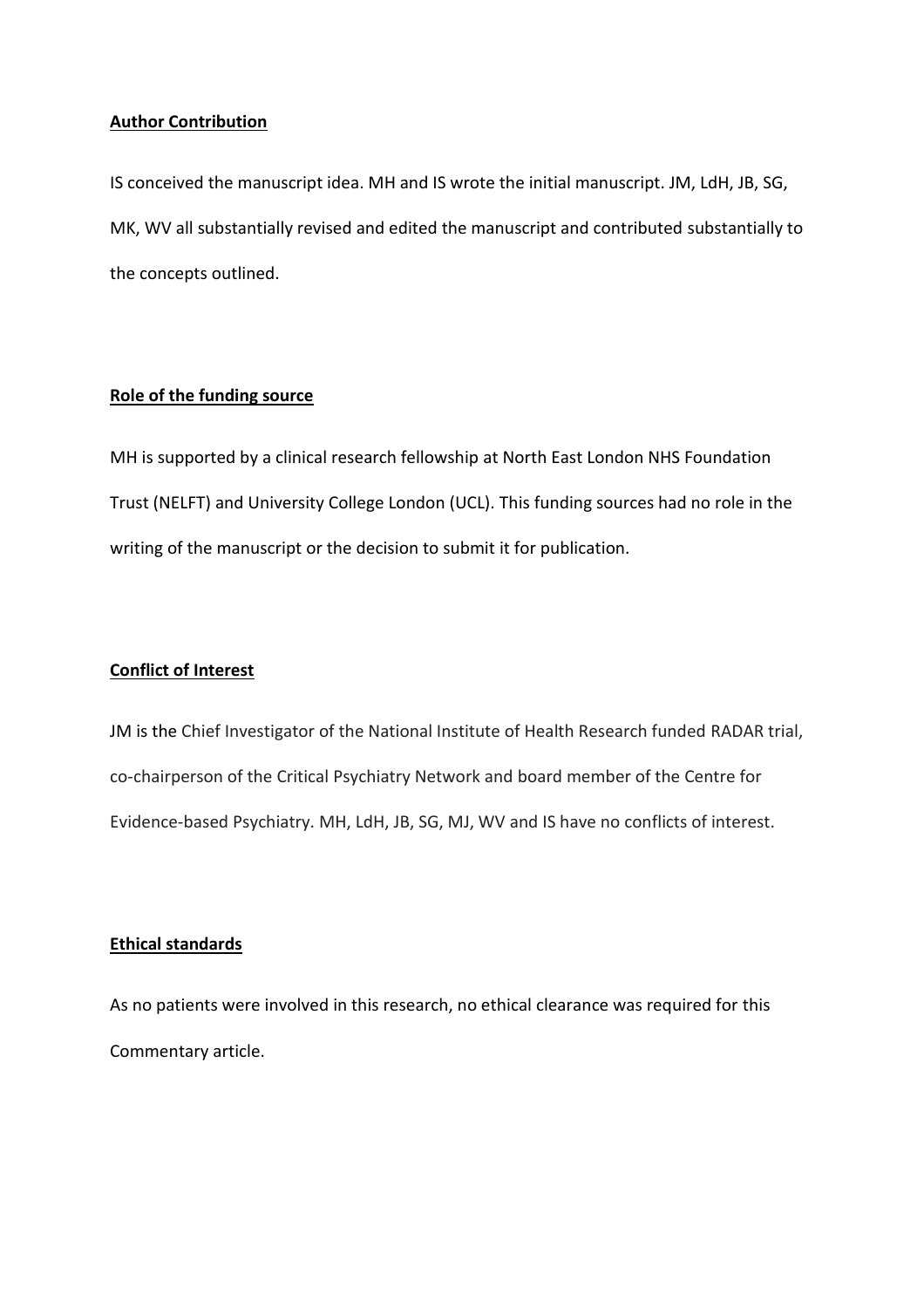## Author Contribution

IS conceived the manuscript idea. MH and IS wrote the initial manuscript. JM, LdH, JB, SG, MK, WV all substantially revised and edited the manuscript and contributed substantially to the concepts outlined.

## Role of the funding source

MH is supported by a clinical research fellowship at North East London NHS Foundation Trust (NELFT) and University College London (UCL). This funding sources had no role in the writing of the manuscript or the decision to submit it for publication.

## Conflict of Interest

JM is the Chief Investigator of the National Institute of Health Research funded RADAR trial, co-chairperson of the Critical Psychiatry Network and board member of the Centre for Evidence-based Psychiatry. MH, LdH, JB, SG, MJ, WV and IS have no conflicts of interest.

## Ethical standards

As no patients were involved in this research, no ethical clearance was required for this Commentary article.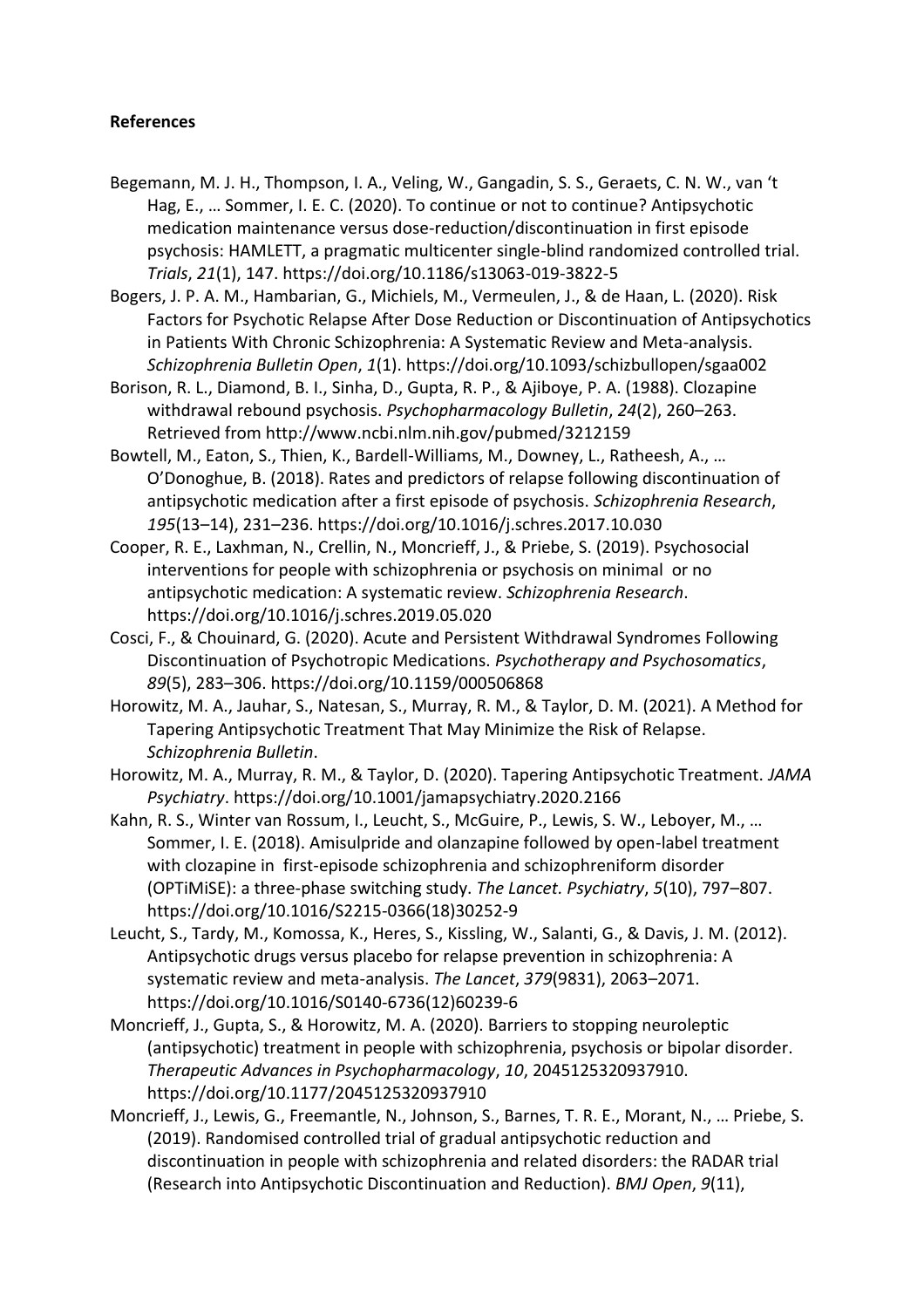**References**

Begemann, M. J. H., Thompson, I. A., Veling, W., Gangadin, S. S., Geraets, C. N. W., van 't Hag, E., … Sommer, I. E. C. (2020). To continue or not to continue? Antipsychotic medication maintenance versus dose-reduction/discontinuation in first episode psychosis: HAMLETT, a pragmatic multicenter single-blind randomized controlled trial. *Trials*, *21*(1), 147. https://doi.org/10.1186/s13063-019-3822-5

Bogers, J. P. A. M., Hambarian, G., Michiels, M., Vermeulen, J., & de Haan, L. (2020). Risk Factors for Psychotic Relapse After Dose Reduction or Discontinuation of Antipsychotics in Patients With Chronic Schizophrenia: A Systematic Review and Meta-analysis. *Schizophrenia Bulletin Open*, *1*(1). https://doi.org/10.1093/schizbullopen/sgaa002

Borison, R. L., Diamond, B. I., Sinha, D., Gupta, R. P., & Ajiboye, P. A. (1988). Clozapine withdrawal rebound psychosis. *Psychopharmacology Bulletin*, *24*(2), 260–263. Retrieved from http://www.ncbi.nlm.nih.gov/pubmed/3212159

Bowtell, M., Eaton, S., Thien, K., Bardell-Williams, M., Downey, L., Ratheesh, A., … O'Donoghue, B. (2018). Rates and predictors of relapse following discontinuation of antipsychotic medication after a first episode of psychosis. *Schizophrenia Research*, *195*(13–14), 231–236. https://doi.org/10.1016/j.schres.2017.10.030

Cooper, R. E., Laxhman, N., Crellin, N., Moncrieff, J., & Priebe, S. (2019). Psychosocial interventions for people with schizophrenia or psychosis on minimal or no antipsychotic medication: A systematic review. *Schizophrenia Research*. https://doi.org/10.1016/j.schres.2019.05.020

Cosci, F., & Chouinard, G. (2020). Acute and Persistent Withdrawal Syndromes Following Discontinuation of Psychotropic Medications. *Psychotherapy and Psychosomatics*, *89*(5), 283–306. https://doi.org/10.1159/000506868

Horowitz, M. A., Jauhar, S., Natesan, S., Murray, R. M., & Taylor, D. M. (2021). A Method for Tapering Antipsychotic Treatment That May Minimize the Risk of Relapse. *Schizophrenia Bulletin*.

Horowitz, M. A., Murray, R. M., & Taylor, D. (2020). Tapering Antipsychotic Treatment. *JAMA Psychiatry*. https://doi.org/10.1001/jamapsychiatry.2020.2166

Kahn, R. S., Winter van Rossum, I., Leucht, S., McGuire, P., Lewis, S. W., Leboyer, M., … Sommer, I. E. (2018). Amisulpride and olanzapine followed by open-label treatment with clozapine in first-episode schizophrenia and schizophreniform disorder (OPTiMiSE): a three-phase switching study. *The Lancet. Psychiatry*, *5*(10), 797–807. https://doi.org/10.1016/S2215-0366(18)30252-9

Leucht, S., Tardy, M., Komossa, K., Heres, S., Kissling, W., Salanti, G., & Davis, J. M. (2012). Antipsychotic drugs versus placebo for relapse prevention in schizophrenia: A systematic review and meta-analysis. *The Lancet*, *379*(9831), 2063–2071. https://doi.org/10.1016/S0140-6736(12)60239-6

Moncrieff, J., Gupta, S., & Horowitz, M. A. (2020). Barriers to stopping neuroleptic (antipsychotic) treatment in people with schizophrenia, psychosis or bipolar disorder. *Therapeutic Advances in Psychopharmacology*, *10*, 2045125320937910. https://doi.org/10.1177/2045125320937910

Moncrieff, J., Lewis, G., Freemantle, N., Johnson, S., Barnes, T. R. E., Morant, N., … Priebe, S. (2019). Randomised controlled trial of gradual antipsychotic reduction and discontinuation in people with schizophrenia and related disorders: the RADAR trial (Research into Antipsychotic Discontinuation and Reduction). *BMJ Open*, *9*(11),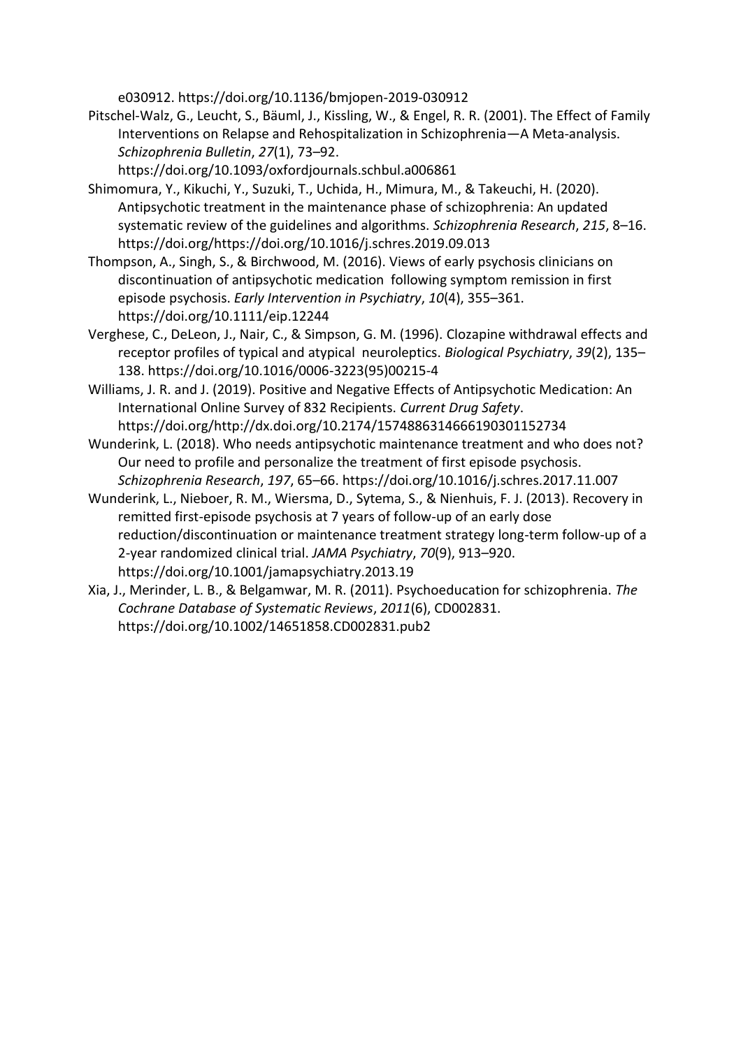e030912. https://doi.org/10.1136/bmjopen-2019-030912

Pitschel-Walz, G., Leucht, S., Bäuml, J., Kissling, W., & Engel, R. R. (2001). The Effect of Family Interventions on Relapse and Rehospitalization in Schizophrenia—A Meta-analysis. *Schizophrenia Bulletin*, *27*(1), 73–92. https://doi.org/10.1093/oxfordjournals.schbul.a006861

Shimomura, Y., Kikuchi, Y., Suzuki, T., Uchida, H., Mimura, M., & Takeuchi, H. (2020). Antipsychotic treatment in the maintenance phase of schizophrenia: An updated systematic review of the guidelines and algorithms. *Schizophrenia Research*, *215*, 8–16. https://doi.org/https://doi.org/10.1016/j.schres.2019.09.013

Thompson, A., Singh, S., & Birchwood, M. (2016). Views of early psychosis clinicians on discontinuation of antipsychotic medication following symptom remission in first episode psychosis. *Early Intervention in Psychiatry*, *10*(4), 355–361. https://doi.org/10.1111/eip.12244

Verghese, C., DeLeon, J., Nair, C., & Simpson, G. M. (1996). Clozapine withdrawal effects and receptor profiles of typical and atypical neuroleptics. *Biological Psychiatry*, *39*(2), 135–138. https://doi.org/10.1016/0006-3223(95)00215-4

Williams, J. R. and J. (2019). Positive and Negative Effects of Antipsychotic Medication: An International Online Survey of 832 Recipients. *Current Drug Safety*. https://doi.org/http://dx.doi.org/10.2174/1574886314666190301152734

Wunderink, L. (2018). Who needs antipsychotic maintenance treatment and who does not? Our need to profile and personalize the treatment of first episode psychosis. *Schizophrenia Research*, *197*, 65–66. https://doi.org/10.1016/j.schres.2017.11.007

Wunderink, L., Nieboer, R. M., Wiersma, D., Sytema, S., & Nienhuis, F. J. (2013). Recovery in remitted first-episode psychosis at 7 years of follow-up of an early dose reduction/discontinuation or maintenance treatment strategy long-term follow-up of a 2-year randomized clinical trial. *JAMA Psychiatry*, *70*(9), 913–920. https://doi.org/10.1001/jamapsychiatry.2013.19

Xia, J., Merinder, L. B., & Belgamwar, M. R. (2011). Psychoeducation for schizophrenia. *The Cochrane Database of Systematic Reviews*, *2011*(6), CD002831. https://doi.org/10.1002/14651858.CD002831.pub2